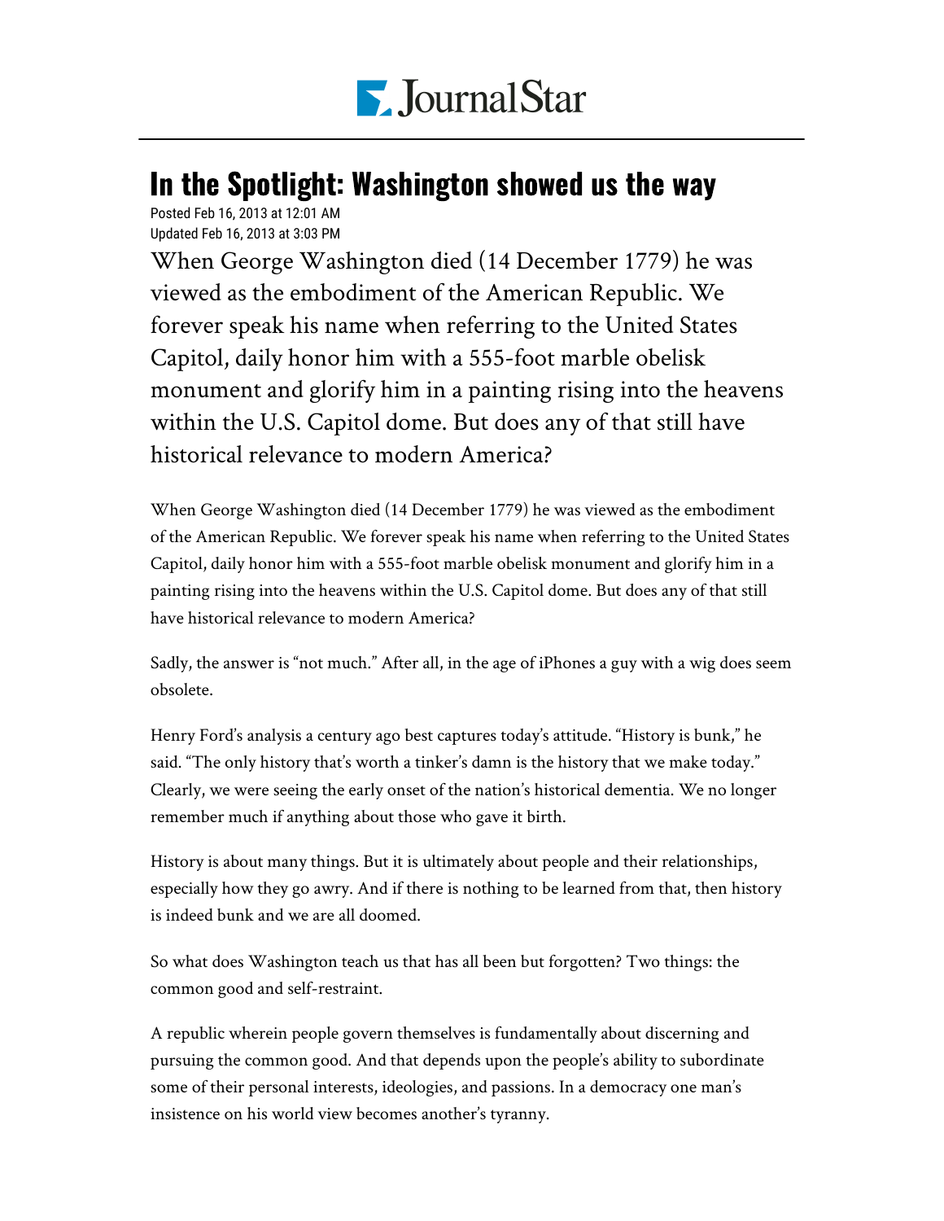# In the Spotlight: Washington showed us the way

Posted Feb 16, 2013 at 12:01 AM
Updated Feb 16, 2013 at 3:03 PM

When George Washington died (14 December 1779) he was viewed as the embodiment of the American Republic. We forever speak his name when referring to the United States Capitol, daily honor him with a 555-foot marble obelisk monument and glorify him in a painting rising into the heavens within the U.S. Capitol dome. But does any of that still have historical relevance to modern America?

When George Washington died (14 December 1779) he was viewed as the embodiment of the American Republic. We forever speak his name when referring to the United States Capitol, daily honor him with a 555-foot marble obelisk monument and glorify him in a painting rising into the heavens within the U.S. Capitol dome. But does any of that still have historical relevance to modern America?

Sadly, the answer is "not much." After all, in the age of iPhones a guy with a wig does seem obsolete.

Henry Ford's analysis a century ago best captures today's attitude. "History is bunk," he said. "The only history that's worth a tinker's damn is the history that we make today." Clearly, we were seeing the early onset of the nation's historical dementia. We no longer remember much if anything about those who gave it birth.

History is about many things. But it is ultimately about people and their relationships, especially how they go awry. And if there is nothing to be learned from that, then history is indeed bunk and we are all doomed.

So what does Washington teach us that has all been but forgotten? Two things: the common good and self-restraint.

A republic wherein people govern themselves is fundamentally about discerning and pursuing the common good. And that depends upon the people's ability to subordinate some of their personal interests, ideologies, and passions. In a democracy one man's insistence on his world view becomes another's tyranny.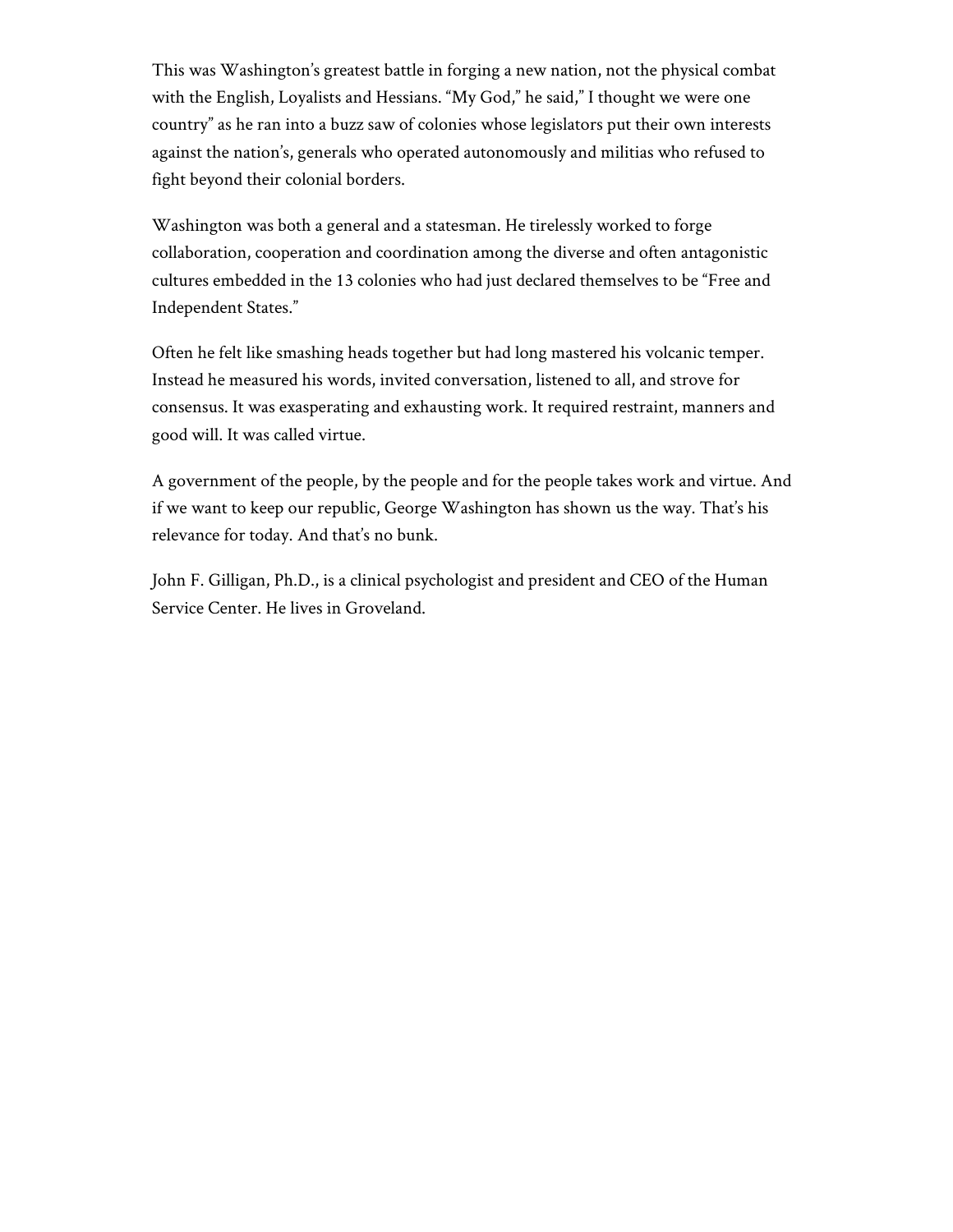This was Washington's greatest battle in forging a new nation, not the physical combat with the English, Loyalists and Hessians. "My God," he said," I thought we were one country" as he ran into a buzz saw of colonies whose legislators put their own interests against the nation's, generals who operated autonomously and militias who refused to fight beyond their colonial borders.

Washington was both a general and a statesman. He tirelessly worked to forge collaboration, cooperation and coordination among the diverse and often antagonistic cultures embedded in the 13 colonies who had just declared themselves to be "Free and Independent States."

Often he felt like smashing heads together but had long mastered his volcanic temper. Instead he measured his words, invited conversation, listened to all, and strove for consensus. It was exasperating and exhausting work. It required restraint, manners and good will. It was called virtue.

A government of the people, by the people and for the people takes work and virtue. And if we want to keep our republic, George Washington has shown us the way. That's his relevance for today. And that's no bunk.

John F. Gilligan, Ph.D., is a clinical psychologist and president and CEO of the Human Service Center. He lives in Groveland.